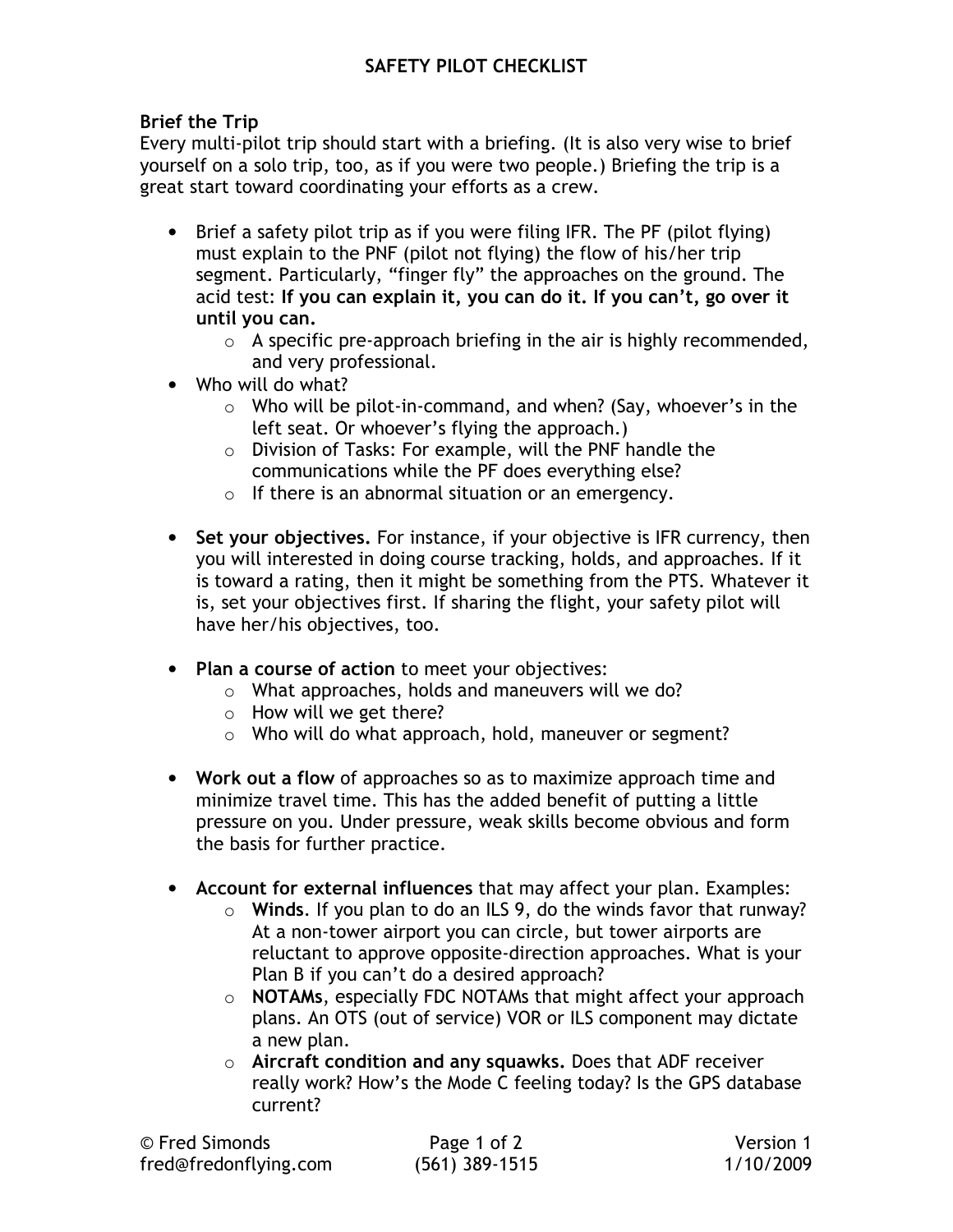# SAFETY PILOT CHECKLIST

## Brief the Trip

Every multi-pilot trip should start with a briefing. (It is also very wise to brief yourself on a solo trip, too, as if you were two people.) Briefing the trip is a great start toward coordinating your efforts as a crew.

- Brief a safety pilot trip as if you were filing IFR. The PF (pilot flying) must explain to the PNF (pilot not flying) the flow of his/her trip segment. Particularly, "finger fly" the approaches on the ground. The acid test: **If you can explain it, you can do it. If you can't, go over it until you can.**
  - A specific pre-approach briefing in the air is highly recommended, and very professional.
- Who will do what?
  - Who will be pilot-in-command, and when? (Say, whoever's in the left seat. Or whoever's flying the approach.)
  - Division of Tasks: For example, will the PNF handle the communications while the PF does everything else?
  - If there is an abnormal situation or an emergency.
- **Set your objectives.** For instance, if your objective is IFR currency, then you will interested in doing course tracking, holds, and approaches. If it is toward a rating, then it might be something from the PTS. Whatever it is, set your objectives first. If sharing the flight, your safety pilot will have her/his objectives, too.
- **Plan a course of action** to meet your objectives:
  - What approaches, holds and maneuvers will we do?
  - How will we get there?
  - Who will do what approach, hold, maneuver or segment?
- **Work out a flow** of approaches so as to maximize approach time and minimize travel time. This has the added benefit of putting a little pressure on you. Under pressure, weak skills become obvious and form the basis for further practice.
- **Account for external influences** that may affect your plan. Examples:
  - **Winds**. If you plan to do an ILS 9, do the winds favor that runway? At a non-tower airport you can circle, but tower airports are reluctant to approve opposite-direction approaches. What is your Plan B if you can't do a desired approach?
  - **NOTAMs**, especially FDC NOTAMs that might affect your approach plans. An OTS (out of service) VOR or ILS component may dictate a new plan.
  - **Aircraft condition and any squawks.** Does that ADF receiver really work? How's the Mode C feeling today? Is the GPS database current?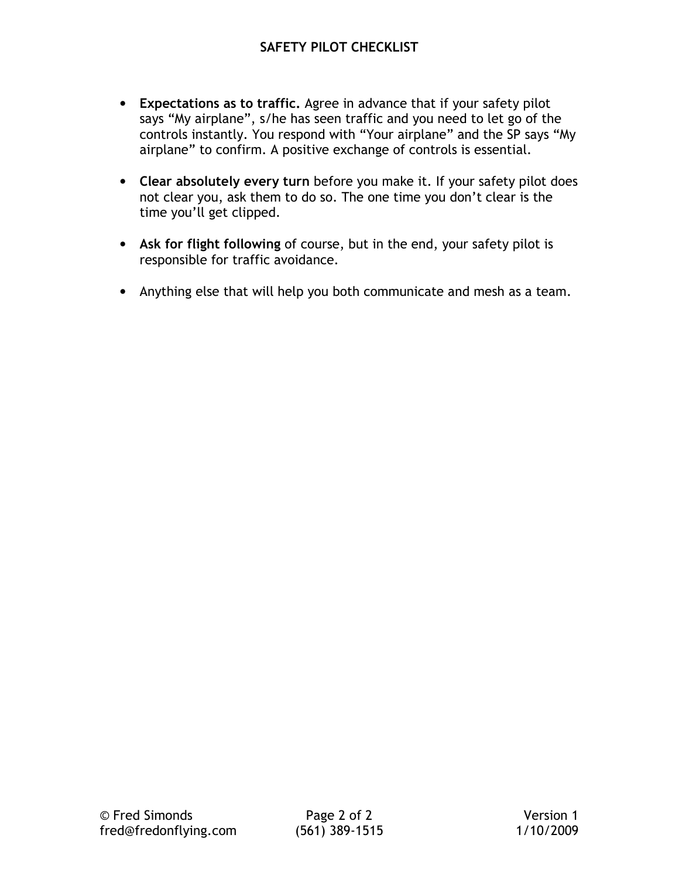- **Expectations as to traffic.** Agree in advance that if your safety pilot says "My airplane", s/he has seen traffic and you need to let go of the controls instantly. You respond with "Your airplane" and the SP says "My airplane" to confirm. A positive exchange of controls is essential.

- **Clear absolutely every turn** before you make it. If your safety pilot does not clear you, ask them to do so. The one time you don't clear is the time you'll get clipped.

- **Ask for flight following** of course, but in the end, your safety pilot is responsible for traffic avoidance.

- Anything else that will help you both communicate and mesh as a team.